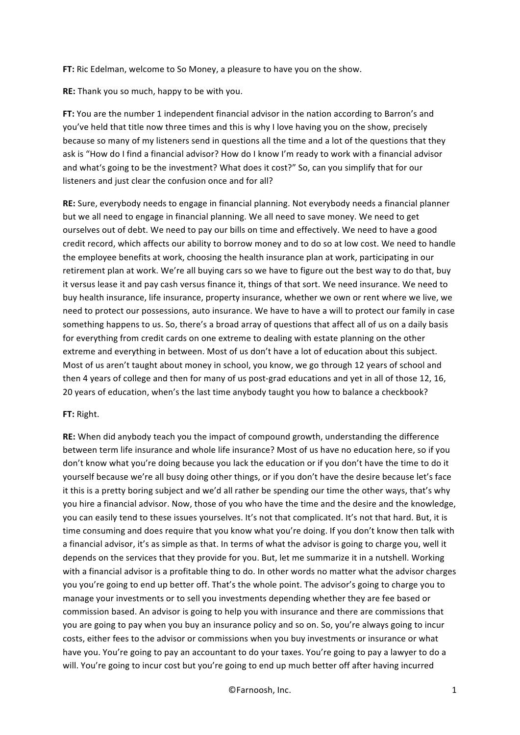**FT:** Ric Edelman, welcome to So Money, a pleasure to have you on the show.

**RE:** Thank you so much, happy to be with you.

**FT:** You are the number 1 independent financial advisor in the nation according to Barron's and you've held that title now three times and this is why I love having you on the show, precisely because so many of my listeners send in questions all the time and a lot of the questions that they ask is "How do I find a financial advisor? How do I know I'm ready to work with a financial advisor and what's going to be the investment? What does it cost?" So, can you simplify that for our listeners and just clear the confusion once and for all?

**RE:** Sure, everybody needs to engage in financial planning. Not everybody needs a financial planner but we all need to engage in financial planning. We all need to save money. We need to get ourselves out of debt. We need to pay our bills on time and effectively. We need to have a good credit record, which affects our ability to borrow money and to do so at low cost. We need to handle the employee benefits at work, choosing the health insurance plan at work, participating in our retirement plan at work. We're all buying cars so we have to figure out the best way to do that, buy it versus lease it and pay cash versus finance it, things of that sort. We need insurance. We need to buy health insurance, life insurance, property insurance, whether we own or rent where we live, we need to protect our possessions, auto insurance. We have to have a will to protect our family in case something happens to us. So, there's a broad array of questions that affect all of us on a daily basis for everything from credit cards on one extreme to dealing with estate planning on the other extreme and everything in between. Most of us don't have a lot of education about this subject. Most of us aren't taught about money in school, you know, we go through 12 years of school and then 4 years of college and then for many of us post-grad educations and yet in all of those 12, 16, 20 years of education, when's the last time anybody taught you how to balance a checkbook?

**FT:** Right.

**RE:** When did anybody teach you the impact of compound growth, understanding the difference between term life insurance and whole life insurance? Most of us have no education here, so if you don't know what you're doing because you lack the education or if you don't have the time to do it yourself because we're all busy doing other things, or if you don't have the desire because let's face it this is a pretty boring subject and we'd all rather be spending our time the other ways, that's why you hire a financial advisor. Now, those of you who have the time and the desire and the knowledge, you can easily tend to these issues yourselves. It's not that complicated. It's not that hard. But, it is time consuming and does require that you know what you're doing. If you don't know then talk with a financial advisor, it's as simple as that. In terms of what the advisor is going to charge you, well it depends on the services that they provide for you. But, let me summarize it in a nutshell. Working with a financial advisor is a profitable thing to do. In other words no matter what the advisor charges you you're going to end up better off. That's the whole point. The advisor's going to charge you to manage your investments or to sell you investments depending whether they are fee based or commission based. An advisor is going to help you with insurance and there are commissions that you are going to pay when you buy an insurance policy and so on. So, you're always going to incur costs, either fees to the advisor or commissions when you buy investments or insurance or what have you. You're going to pay an accountant to do your taxes. You're going to pay a lawyer to do a will. You're going to incur cost but you're going to end up much better off after having incurred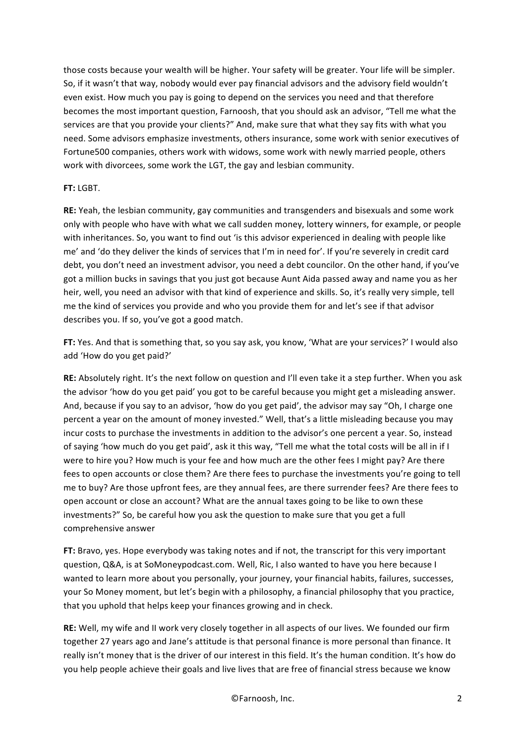those costs because your wealth will be higher. Your safety will be greater. Your life will be simpler. So, if it wasn't that way, nobody would ever pay financial advisors and the advisory field wouldn't even exist. How much you pay is going to depend on the services you need and that therefore becomes the most important question, Farnoosh, that you should ask an advisor, "Tell me what the services are that you provide your clients?" And, make sure that what they say fits with what you need. Some advisors emphasize investments, others insurance, some work with senior executives of Fortune500 companies, others work with widows, some work with newly married people, others work with divorcees, some work the LGT, the gay and lesbian community.

**FT:** LGBT.

**RE:** Yeah, the lesbian community, gay communities and transgenders and bisexuals and some work only with people who have with what we call sudden money, lottery winners, for example, or people with inheritances. So, you want to find out 'is this advisor experienced in dealing with people like me' and 'do they deliver the kinds of services that I'm in need for'. If you're severely in credit card debt, you don't need an investment advisor, you need a debt councilor. On the other hand, if you've got a million bucks in savings that you just got because Aunt Aida passed away and name you as her heir, well, you need an advisor with that kind of experience and skills. So, it's really very simple, tell me the kind of services you provide and who you provide them for and let's see if that advisor describes you. If so, you've got a good match.

**FT:** Yes. And that is something that, so you say ask, you know, 'What are your services?' I would also add 'How do you get paid?'

**RE:** Absolutely right. It's the next follow on question and I'll even take it a step further. When you ask the advisor 'how do you get paid' you got to be careful because you might get a misleading answer. And, because if you say to an advisor, 'how do you get paid', the advisor may say "Oh, I charge one percent a year on the amount of money invested." Well, that's a little misleading because you may incur costs to purchase the investments in addition to the advisor's one percent a year. So, instead of saying 'how much do you get paid', ask it this way, "Tell me what the total costs will be all in if I were to hire you? How much is your fee and how much are the other fees I might pay? Are there fees to open accounts or close them? Are there fees to purchase the investments you're going to tell me to buy? Are those upfront fees, are they annual fees, are there surrender fees? Are there fees to open account or close an account? What are the annual taxes going to be like to own these investments?" So, be careful how you ask the question to make sure that you get a full comprehensive answer

**FT:** Bravo, yes. Hope everybody was taking notes and if not, the transcript for this very important question, Q&A, is at SoMoneypodcast.com. Well, Ric, I also wanted to have you here because I wanted to learn more about you personally, your journey, your financial habits, failures, successes, your So Money moment, but let's begin with a philosophy, a financial philosophy that you practice, that you uphold that helps keep your finances growing and in check.

**RE:** Well, my wife and II work very closely together in all aspects of our lives. We founded our firm together 27 years ago and Jane's attitude is that personal finance is more personal than finance. It really isn't money that is the driver of our interest in this field. It's the human condition. It's how do you help people achieve their goals and live lives that are free of financial stress because we know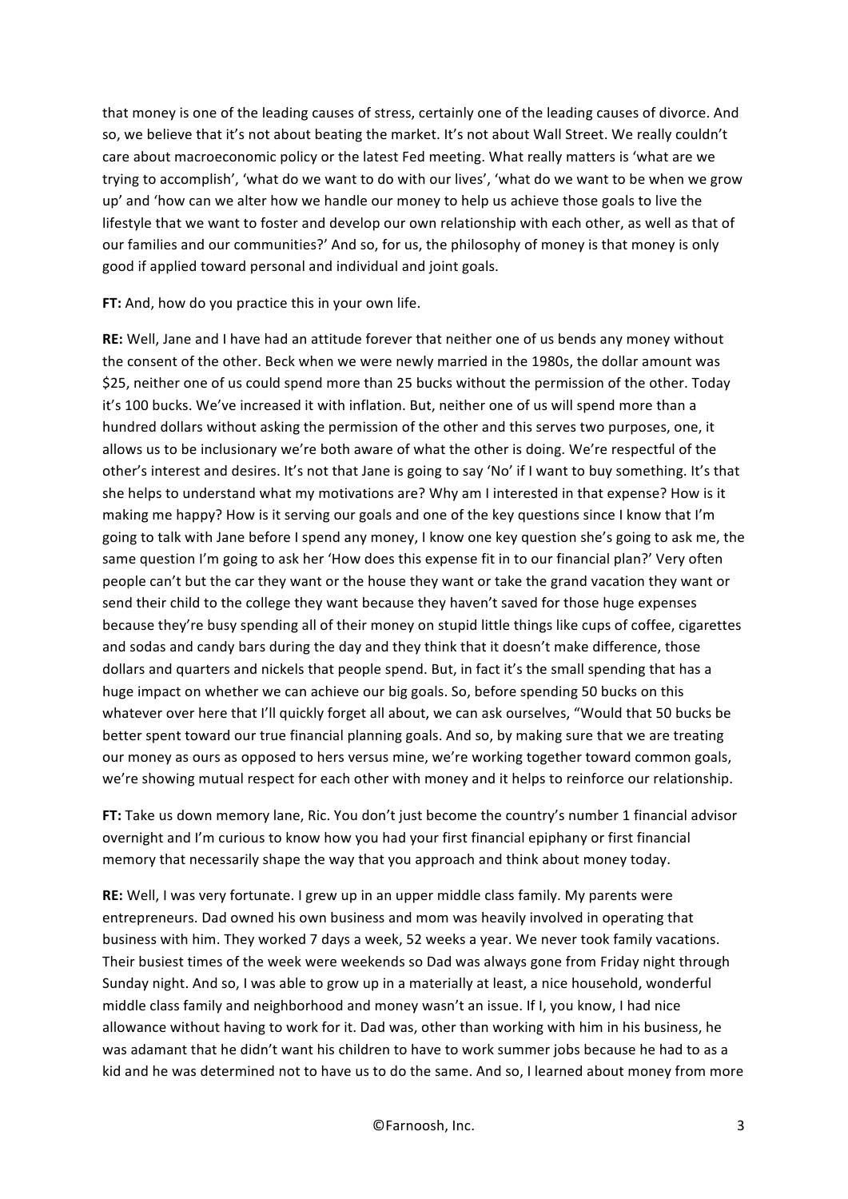that money is one of the leading causes of stress, certainly one of the leading causes of divorce. And so, we believe that it's not about beating the market. It's not about Wall Street. We really couldn't care about macroeconomic policy or the latest Fed meeting. What really matters is 'what are we trying to accomplish', 'what do we want to do with our lives', 'what do we want to be when we grow up' and 'how can we alter how we handle our money to help us achieve those goals to live the lifestyle that we want to foster and develop our own relationship with each other, as well as that of our families and our communities?' And so, for us, the philosophy of money is that money is only good if applied toward personal and individual and joint goals.

**FT:** And, how do you practice this in your own life.

**RE:** Well, Jane and I have had an attitude forever that neither one of us bends any money without the consent of the other. Beck when we were newly married in the 1980s, the dollar amount was $25, neither one of us could spend more than 25 bucks without the permission of the other. Today it's 100 bucks. We've increased it with inflation. But, neither one of us will spend more than a hundred dollars without asking the permission of the other and this serves two purposes, one, it allows us to be inclusionary we're both aware of what the other is doing. We're respectful of the other's interest and desires. It's not that Jane is going to say 'No' if I want to buy something. It's that she helps to understand what my motivations are? Why am I interested in that expense? How is it making me happy? How is it serving our goals and one of the key questions since I know that I'm going to talk with Jane before I spend any money, I know one key question she's going to ask me, the same question I'm going to ask her 'How does this expense fit in to our financial plan?' Very often people can't but the car they want or the house they want or take the grand vacation they want or send their child to the college they want because they haven't saved for those huge expenses because they're busy spending all of their money on stupid little things like cups of coffee, cigarettes and sodas and candy bars during the day and they think that it doesn't make difference, those dollars and quarters and nickels that people spend. But, in fact it's the small spending that has a huge impact on whether we can achieve our big goals. So, before spending 50 bucks on this whatever over here that I'll quickly forget all about, we can ask ourselves, "Would that 50 bucks be better spent toward our true financial planning goals. And so, by making sure that we are treating our money as ours as opposed to hers versus mine, we're working together toward common goals, we're showing mutual respect for each other with money and it helps to reinforce our relationship.

**FT:** Take us down memory lane, Ric. You don't just become the country's number 1 financial advisor overnight and I'm curious to know how you had your first financial epiphany or first financial memory that necessarily shape the way that you approach and think about money today.

**RE:** Well, I was very fortunate. I grew up in an upper middle class family. My parents were entrepreneurs. Dad owned his own business and mom was heavily involved in operating that business with him. They worked 7 days a week, 52 weeks a year. We never took family vacations. Their busiest times of the week were weekends so Dad was always gone from Friday night through Sunday night. And so, I was able to grow up in a materially at least, a nice household, wonderful middle class family and neighborhood and money wasn't an issue. If I, you know, I had nice allowance without having to work for it. Dad was, other than working with him in his business, he was adamant that he didn't want his children to have to work summer jobs because he had to as a kid and he was determined not to have us to do the same. And so, I learned about money from more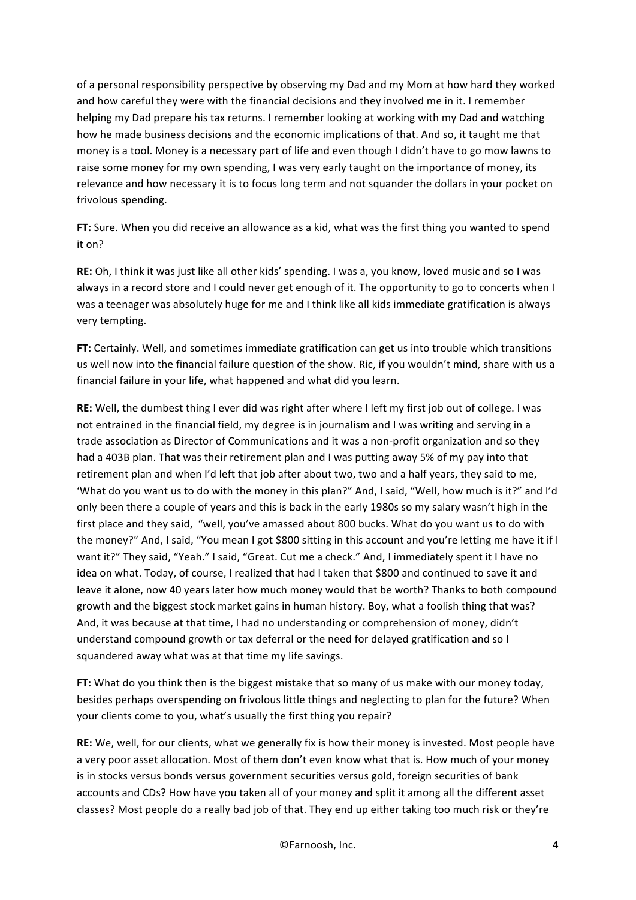of a personal responsibility perspective by observing my Dad and my Mom at how hard they worked and how careful they were with the financial decisions and they involved me in it. I remember helping my Dad prepare his tax returns. I remember looking at working with my Dad and watching how he made business decisions and the economic implications of that. And so, it taught me that money is a tool. Money is a necessary part of life and even though I didn't have to go mow lawns to raise some money for my own spending, I was very early taught on the importance of money, its relevance and how necessary it is to focus long term and not squander the dollars in your pocket on frivolous spending.

**FT:** Sure. When you did receive an allowance as a kid, what was the first thing you wanted to spend it on?

**RE:** Oh, I think it was just like all other kids' spending. I was a, you know, loved music and so I was always in a record store and I could never get enough of it. The opportunity to go to concerts when I was a teenager was absolutely huge for me and I think like all kids immediate gratification is always very tempting.

**FT:** Certainly. Well, and sometimes immediate gratification can get us into trouble which transitions us well now into the financial failure question of the show. Ric, if you wouldn't mind, share with us a financial failure in your life, what happened and what did you learn.

**RE:** Well, the dumbest thing I ever did was right after where I left my first job out of college. I was not entrained in the financial field, my degree is in journalism and I was writing and serving in a trade association as Director of Communications and it was a non-profit organization and so they had a 403B plan. That was their retirement plan and I was putting away 5% of my pay into that retirement plan and when I'd left that job after about two, two and a half years, they said to me, 'What do you want us to do with the money in this plan?" And, I said, "Well, how much is it?" and I'd only been there a couple of years and this is back in the early 1980s so my salary wasn't high in the first place and they said, "well, you've amassed about 800 bucks. What do you want us to do with the money?" And, I said, "You mean I got $800 sitting in this account and you're letting me have it if I want it?" They said, "Yeah." I said, "Great. Cut me a check." And, I immediately spent it I have no idea on what. Today, of course, I realized that had I taken that $800 and continued to save it and leave it alone, now 40 years later how much money would that be worth? Thanks to both compound growth and the biggest stock market gains in human history. Boy, what a foolish thing that was? And, it was because at that time, I had no understanding or comprehension of money, didn't understand compound growth or tax deferral or the need for delayed gratification and so I squandered away what was at that time my life savings.

**FT:** What do you think then is the biggest mistake that so many of us make with our money today, besides perhaps overspending on frivolous little things and neglecting to plan for the future? When your clients come to you, what's usually the first thing you repair?

**RE:** We, well, for our clients, what we generally fix is how their money is invested. Most people have a very poor asset allocation. Most of them don't even know what that is. How much of your money is in stocks versus bonds versus government securities versus gold, foreign securities of bank accounts and CDs? How have you taken all of your money and split it among all the different asset classes? Most people do a really bad job of that. They end up either taking too much risk or they're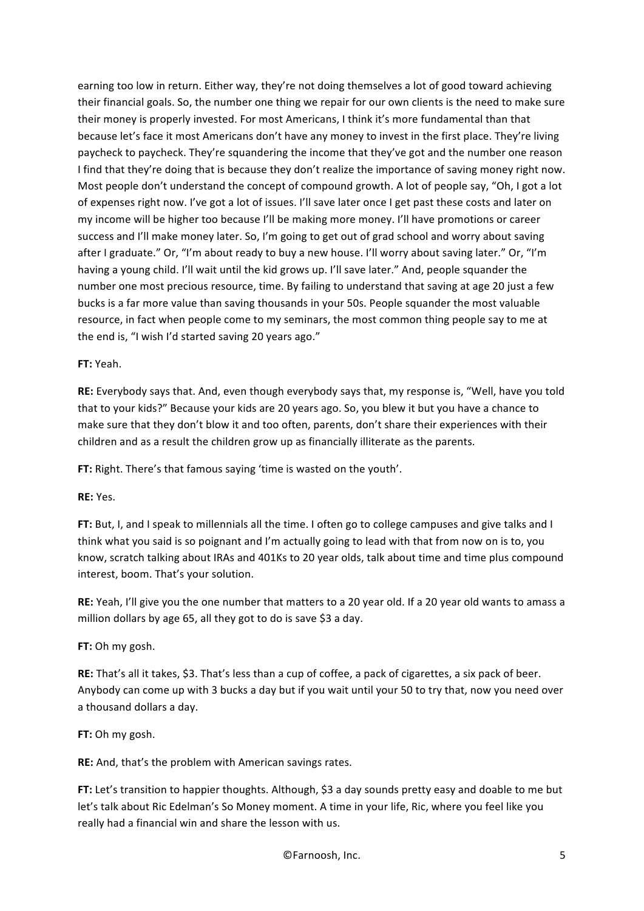earning too low in return. Either way, they're not doing themselves a lot of good toward achieving their financial goals. So, the number one thing we repair for our own clients is the need to make sure their money is properly invested. For most Americans, I think it's more fundamental than that because let's face it most Americans don't have any money to invest in the first place. They're living paycheck to paycheck. They're squandering the income that they've got and the number one reason I find that they're doing that is because they don't realize the importance of saving money right now. Most people don't understand the concept of compound growth. A lot of people say, "Oh, I got a lot of expenses right now. I've got a lot of issues. I'll save later once I get past these costs and later on my income will be higher too because I'll be making more money. I'll have promotions or career success and I'll make money later. So, I'm going to get out of grad school and worry about saving after I graduate." Or, "I'm about ready to buy a new house. I'll worry about saving later." Or, "I'm having a young child. I'll wait until the kid grows up. I'll save later." And, people squander the number one most precious resource, time. By failing to understand that saving at age 20 just a few bucks is a far more value than saving thousands in your 50s. People squander the most valuable resource, in fact when people come to my seminars, the most common thing people say to me at the end is, "I wish I'd started saving 20 years ago."

**FT:** Yeah.

**RE:** Everybody says that. And, even though everybody says that, my response is, "Well, have you told that to your kids?" Because your kids are 20 years ago. So, you blew it but you have a chance to make sure that they don't blow it and too often, parents, don't share their experiences with their children and as a result the children grow up as financially illiterate as the parents.

**FT:** Right. There's that famous saying 'time is wasted on the youth'.

**RE:** Yes.

**FT:** But, I, and I speak to millennials all the time. I often go to college campuses and give talks and I think what you said is so poignant and I'm actually going to lead with that from now on is to, you know, scratch talking about IRAs and 401Ks to 20 year olds, talk about time and time plus compound interest, boom. That's your solution.

**RE:** Yeah, I'll give you the one number that matters to a 20 year old. If a 20 year old wants to amass a million dollars by age 65, all they got to do is save $3 a day.

**FT:** Oh my gosh.

**RE:** That's all it takes, $3. That's less than a cup of coffee, a pack of cigarettes, a six pack of beer. Anybody can come up with 3 bucks a day but if you wait until your 50 to try that, now you need over a thousand dollars a day.

**FT:** Oh my gosh.

**RE:** And, that's the problem with American savings rates.

**FT:** Let's transition to happier thoughts. Although, $3 a day sounds pretty easy and doable to me but let's talk about Ric Edelman's So Money moment. A time in your life, Ric, where you feel like you really had a financial win and share the lesson with us.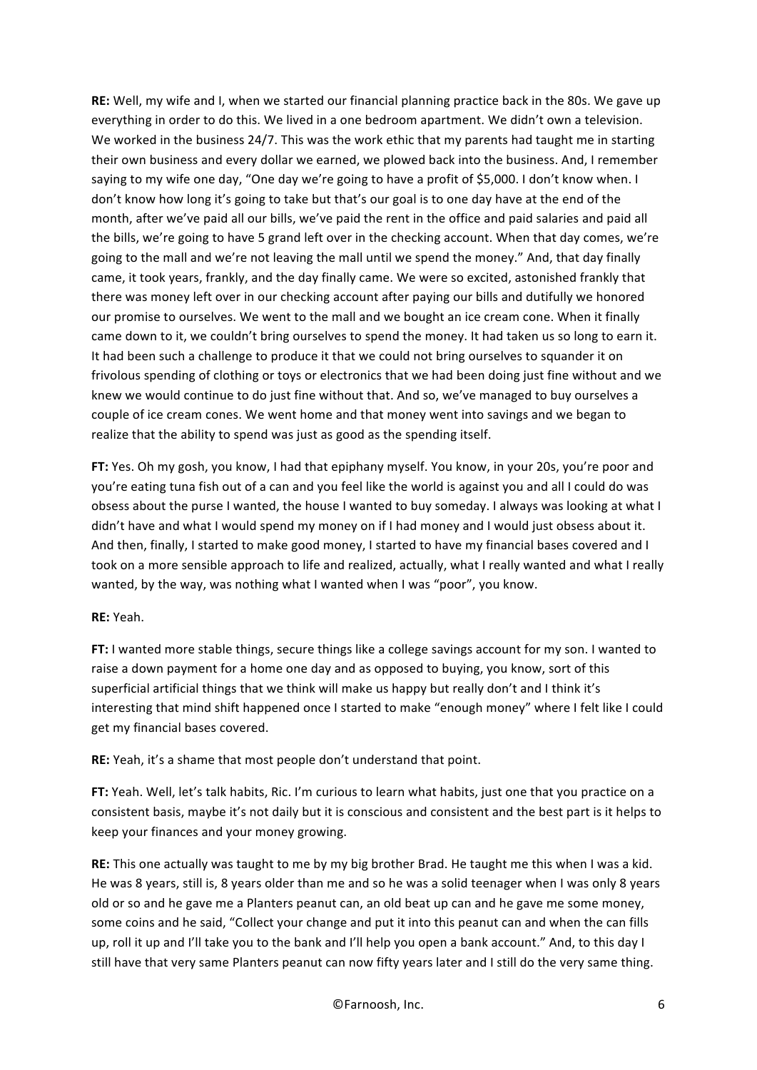**RE:** Well, my wife and I, when we started our financial planning practice back in the 80s. We gave up everything in order to do this. We lived in a one bedroom apartment. We didn't own a television. We worked in the business 24/7. This was the work ethic that my parents had taught me in starting their own business and every dollar we earned, we plowed back into the business. And, I remember saying to my wife one day, "One day we're going to have a profit of $5,000. I don't know when. I don't know how long it's going to take but that's our goal is to one day have at the end of the month, after we've paid all our bills, we've paid the rent in the office and paid salaries and paid all the bills, we're going to have 5 grand left over in the checking account. When that day comes, we're going to the mall and we're not leaving the mall until we spend the money." And, that day finally came, it took years, frankly, and the day finally came. We were so excited, astonished frankly that there was money left over in our checking account after paying our bills and dutifully we honored our promise to ourselves. We went to the mall and we bought an ice cream cone. When it finally came down to it, we couldn't bring ourselves to spend the money. It had taken us so long to earn it. It had been such a challenge to produce it that we could not bring ourselves to squander it on frivolous spending of clothing or toys or electronics that we had been doing just fine without and we knew we would continue to do just fine without that. And so, we've managed to buy ourselves a couple of ice cream cones. We went home and that money went into savings and we began to realize that the ability to spend was just as good as the spending itself.

**FT:** Yes. Oh my gosh, you know, I had that epiphany myself. You know, in your 20s, you're poor and you're eating tuna fish out of a can and you feel like the world is against you and all I could do was obsess about the purse I wanted, the house I wanted to buy someday. I always was looking at what I didn't have and what I would spend my money on if I had money and I would just obsess about it. And then, finally, I started to make good money, I started to have my financial bases covered and I took on a more sensible approach to life and realized, actually, what I really wanted and what I really wanted, by the way, was nothing what I wanted when I was "poor", you know.

**RE:** Yeah.

**FT:** I wanted more stable things, secure things like a college savings account for my son. I wanted to raise a down payment for a home one day and as opposed to buying, you know, sort of this superficial artificial things that we think will make us happy but really don't and I think it's interesting that mind shift happened once I started to make "enough money" where I felt like I could get my financial bases covered.

**RE:** Yeah, it's a shame that most people don't understand that point.

**FT:** Yeah. Well, let's talk habits, Ric. I'm curious to learn what habits, just one that you practice on a consistent basis, maybe it's not daily but it is conscious and consistent and the best part is it helps to keep your finances and your money growing.

**RE:** This one actually was taught to me by my big brother Brad. He taught me this when I was a kid. He was 8 years, still is, 8 years older than me and so he was a solid teenager when I was only 8 years old or so and he gave me a Planters peanut can, an old beat up can and he gave me some money, some coins and he said, "Collect your change and put it into this peanut can and when the can fills up, roll it up and I'll take you to the bank and I'll help you open a bank account." And, to this day I still have that very same Planters peanut can now fifty years later and I still do the very same thing.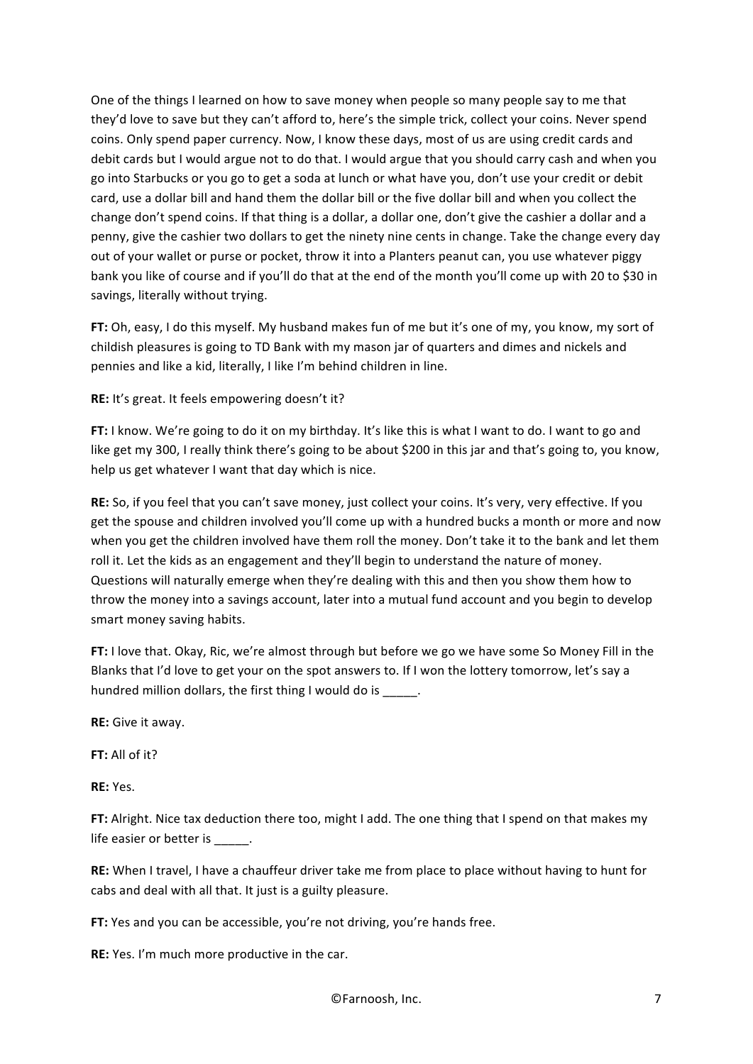One of the things I learned on how to save money when people so many people say to me that they'd love to save but they can't afford to, here's the simple trick, collect your coins. Never spend coins. Only spend paper currency. Now, I know these days, most of us are using credit cards and debit cards but I would argue not to do that. I would argue that you should carry cash and when you go into Starbucks or you go to get a soda at lunch or what have you, don't use your credit or debit card, use a dollar bill and hand them the dollar bill or the five dollar bill and when you collect the change don't spend coins. If that thing is a dollar, a dollar one, don't give the cashier a dollar and a penny, give the cashier two dollars to get the ninety nine cents in change. Take the change every day out of your wallet or purse or pocket, throw it into a Planters peanut can, you use whatever piggy bank you like of course and if you'll do that at the end of the month you'll come up with 20 to $30 in savings, literally without trying.

**FT:** Oh, easy, I do this myself. My husband makes fun of me but it's one of my, you know, my sort of childish pleasures is going to TD Bank with my mason jar of quarters and dimes and nickels and pennies and like a kid, literally, I like I'm behind children in line.

**RE:** It's great. It feels empowering doesn't it?

**FT:** I know. We're going to do it on my birthday. It's like this is what I want to do. I want to go and like get my 300, I really think there's going to be about $200 in this jar and that's going to, you know, help us get whatever I want that day which is nice.

**RE:** So, if you feel that you can't save money, just collect your coins. It's very, very effective. If you get the spouse and children involved you'll come up with a hundred bucks a month or more and now when you get the children involved have them roll the money. Don't take it to the bank and let them roll it. Let the kids as an engagement and they'll begin to understand the nature of money. Questions will naturally emerge when they're dealing with this and then you show them how to throw the money into a savings account, later into a mutual fund account and you begin to develop smart money saving habits.

**FT:** I love that. Okay, Ric, we're almost through but before we go we have some So Money Fill in the Blanks that I'd love to get your on the spot answers to. If I won the lottery tomorrow, let's say a hundred million dollars, the first thing I would do is _____.

**RE:** Give it away.

**FT:** All of it?

**RE:** Yes.

**FT:** Alright. Nice tax deduction there too, might I add. The one thing that I spend on that makes my life easier or better is _____.

**RE:** When I travel, I have a chauffeur driver take me from place to place without having to hunt for cabs and deal with all that. It just is a guilty pleasure.

**FT:** Yes and you can be accessible, you're not driving, you're hands free.

**RE:** Yes. I'm much more productive in the car.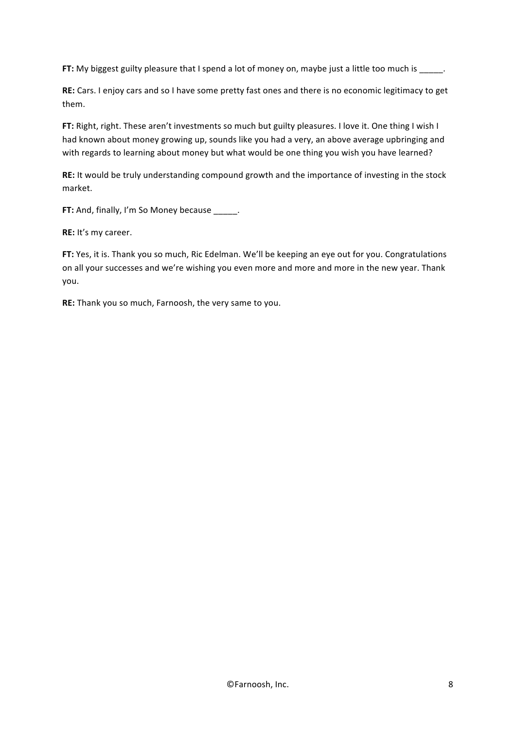**FT:** My biggest guilty pleasure that I spend a lot of money on, maybe just a little too much is _____.

**RE:** Cars. I enjoy cars and so I have some pretty fast ones and there is no economic legitimacy to get them.

**FT:** Right, right. These aren't investments so much but guilty pleasures. I love it. One thing I wish I had known about money growing up, sounds like you had a very, an above average upbringing and with regards to learning about money but what would be one thing you wish you have learned?

**RE:** It would be truly understanding compound growth and the importance of investing in the stock market.

**FT:** And, finally, I'm So Money because _____.

**RE:** It's my career.

**FT:** Yes, it is. Thank you so much, Ric Edelman. We'll be keeping an eye out for you. Congratulations on all your successes and we're wishing you even more and more and more in the new year. Thank you.

**RE:** Thank you so much, Farnoosh, the very same to you.